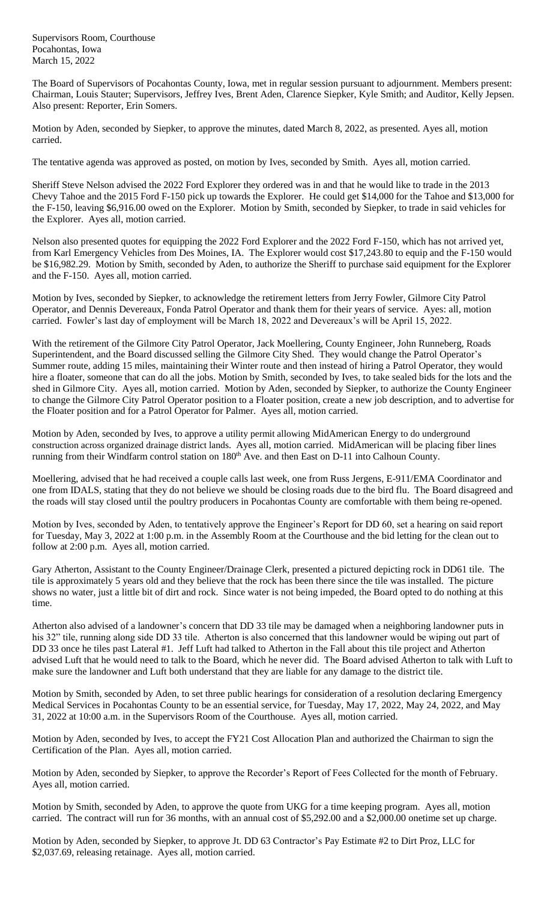Supervisors Room, Courthouse
Pocahontas, Iowa
March 15, 2022

The Board of Supervisors of Pocahontas County, Iowa, met in regular session pursuant to adjournment. Members present: Chairman, Louis Stauter; Supervisors, Jeffrey Ives, Brent Aden, Clarence Siepker, Kyle Smith; and Auditor, Kelly Jepsen. Also present: Reporter, Erin Somers.

Motion by Aden, seconded by Siepker, to approve the minutes, dated March 8, 2022, as presented. Ayes all, motion carried.

The tentative agenda was approved as posted, on motion by Ives, seconded by Smith. Ayes all, motion carried.

Sheriff Steve Nelson advised the 2022 Ford Explorer they ordered was in and that he would like to trade in the 2013 Chevy Tahoe and the 2015 Ford F-150 pick up towards the Explorer. He could get $14,000 for the Tahoe and $13,000 for the F-150, leaving $6,916.00 owed on the Explorer. Motion by Smith, seconded by Siepker, to trade in said vehicles for the Explorer. Ayes all, motion carried.

Nelson also presented quotes for equipping the 2022 Ford Explorer and the 2022 Ford F-150, which has not arrived yet, from Karl Emergency Vehicles from Des Moines, IA. The Explorer would cost $17,243.80 to equip and the F-150 would be $16,982.29. Motion by Smith, seconded by Aden, to authorize the Sheriff to purchase said equipment for the Explorer and the F-150. Ayes all, motion carried.

Motion by Ives, seconded by Siepker, to acknowledge the retirement letters from Jerry Fowler, Gilmore City Patrol Operator, and Dennis Devereaux, Fonda Patrol Operator and thank them for their years of service. Ayes: all, motion carried. Fowler's last day of employment will be March 18, 2022 and Devereaux's will be April 15, 2022.

With the retirement of the Gilmore City Patrol Operator, Jack Moellering, County Engineer, John Runneberg, Roads Superintendent, and the Board discussed selling the Gilmore City Shed. They would change the Patrol Operator's Summer route, adding 15 miles, maintaining their Winter route and then instead of hiring a Patrol Operator, they would hire a floater, someone that can do all the jobs. Motion by Smith, seconded by Ives, to take sealed bids for the lots and the shed in Gilmore City. Ayes all, motion carried. Motion by Aden, seconded by Siepker, to authorize the County Engineer to change the Gilmore City Patrol Operator position to a Floater position, create a new job description, and to advertise for the Floater position and for a Patrol Operator for Palmer. Ayes all, motion carried.

Motion by Aden, seconded by Ives, to approve a utility permit allowing MidAmerican Energy to do underground construction across organized drainage district lands. Ayes all, motion carried. MidAmerican will be placing fiber lines running from their Windfarm control station on 180th Ave. and then East on D-11 into Calhoun County.

Moellering, advised that he had received a couple calls last week, one from Russ Jergens, E-911/EMA Coordinator and one from IDALS, stating that they do not believe we should be closing roads due to the bird flu. The Board disagreed and the roads will stay closed until the poultry producers in Pocahontas County are comfortable with them being re-opened.

Motion by Ives, seconded by Aden, to tentatively approve the Engineer's Report for DD 60, set a hearing on said report for Tuesday, May 3, 2022 at 1:00 p.m. in the Assembly Room at the Courthouse and the bid letting for the clean out to follow at 2:00 p.m. Ayes all, motion carried.

Gary Atherton, Assistant to the County Engineer/Drainage Clerk, presented a pictured depicting rock in DD61 tile. The tile is approximately 5 years old and they believe that the rock has been there since the tile was installed. The picture shows no water, just a little bit of dirt and rock. Since water is not being impeded, the Board opted to do nothing at this time.

Atherton also advised of a landowner's concern that DD 33 tile may be damaged when a neighboring landowner puts in his 32" tile, running along side DD 33 tile. Atherton is also concerned that this landowner would be wiping out part of DD 33 once he tiles past Lateral #1. Jeff Luft had talked to Atherton in the Fall about this tile project and Atherton advised Luft that he would need to talk to the Board, which he never did. The Board advised Atherton to talk with Luft to make sure the landowner and Luft both understand that they are liable for any damage to the district tile.

Motion by Smith, seconded by Aden, to set three public hearings for consideration of a resolution declaring Emergency Medical Services in Pocahontas County to be an essential service, for Tuesday, May 17, 2022, May 24, 2022, and May 31, 2022 at 10:00 a.m. in the Supervisors Room of the Courthouse. Ayes all, motion carried.

Motion by Aden, seconded by Ives, to accept the FY21 Cost Allocation Plan and authorized the Chairman to sign the Certification of the Plan. Ayes all, motion carried.

Motion by Aden, seconded by Siepker, to approve the Recorder's Report of Fees Collected for the month of February. Ayes all, motion carried.

Motion by Smith, seconded by Aden, to approve the quote from UKG for a time keeping program. Ayes all, motion carried. The contract will run for 36 months, with an annual cost of $5,292.00 and a $2,000.00 onetime set up charge.

Motion by Aden, seconded by Siepker, to approve Jt. DD 63 Contractor's Pay Estimate #2 to Dirt Proz, LLC for $2,037.69, releasing retainage. Ayes all, motion carried.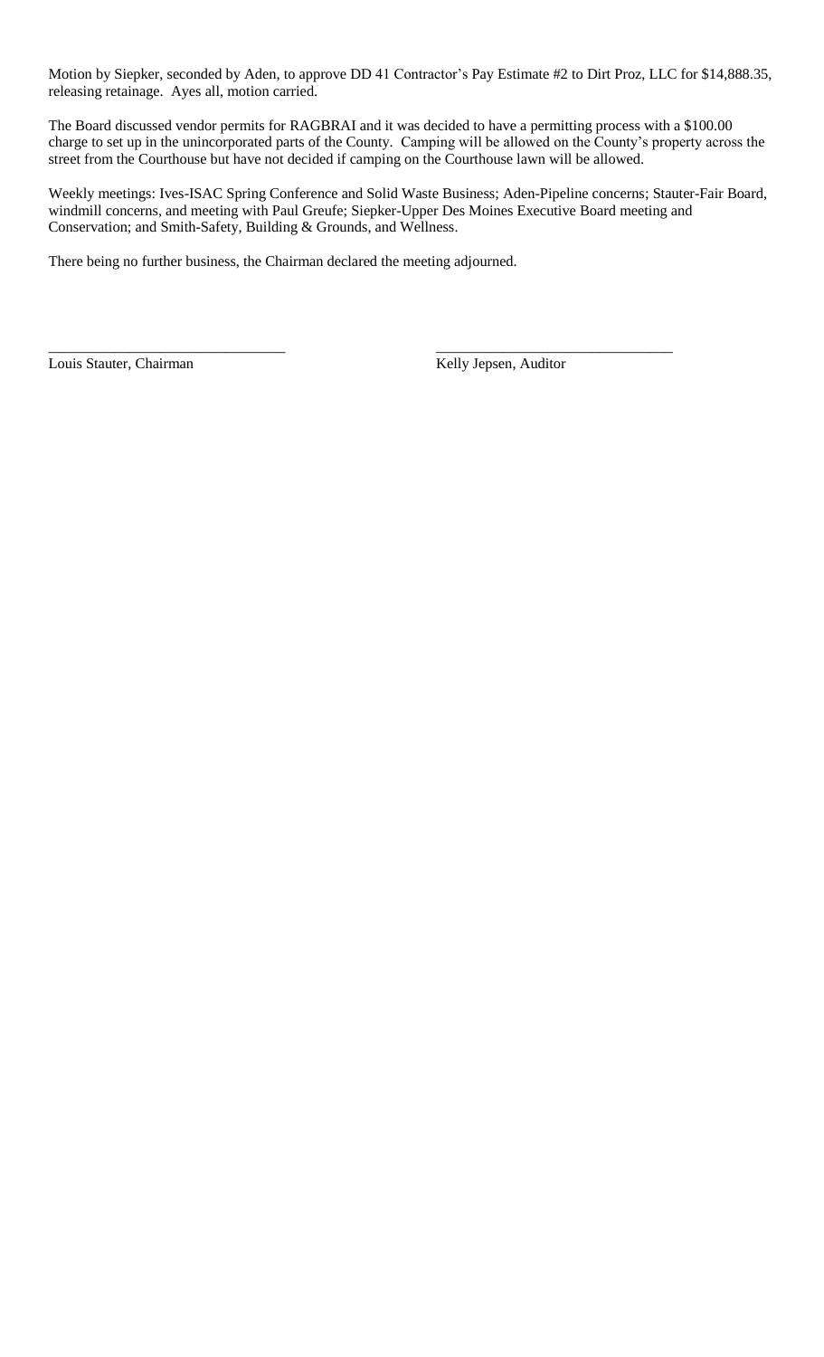Motion by Siepker, seconded by Aden, to approve DD 41 Contractor's Pay Estimate #2 to Dirt Proz, LLC for $14,888.35, releasing retainage. Ayes all, motion carried.

The Board discussed vendor permits for RAGBRAI and it was decided to have a permitting process with a $100.00 charge to set up in the unincorporated parts of the County. Camping will be allowed on the County's property across the street from the Courthouse but have not decided if camping on the Courthouse lawn will be allowed.

Weekly meetings: Ives-ISAC Spring Conference and Solid Waste Business; Aden-Pipeline concerns; Stauter-Fair Board, windmill concerns, and meeting with Paul Greufe; Siepker-Upper Des Moines Executive Board meeting and Conservation; and Smith-Safety, Building & Grounds, and Wellness.

There being no further business, the Chairman declared the meeting adjourned.

_______________________________ _______________________________

Louis Stauter, Chairman Kelly Jepsen, Auditor